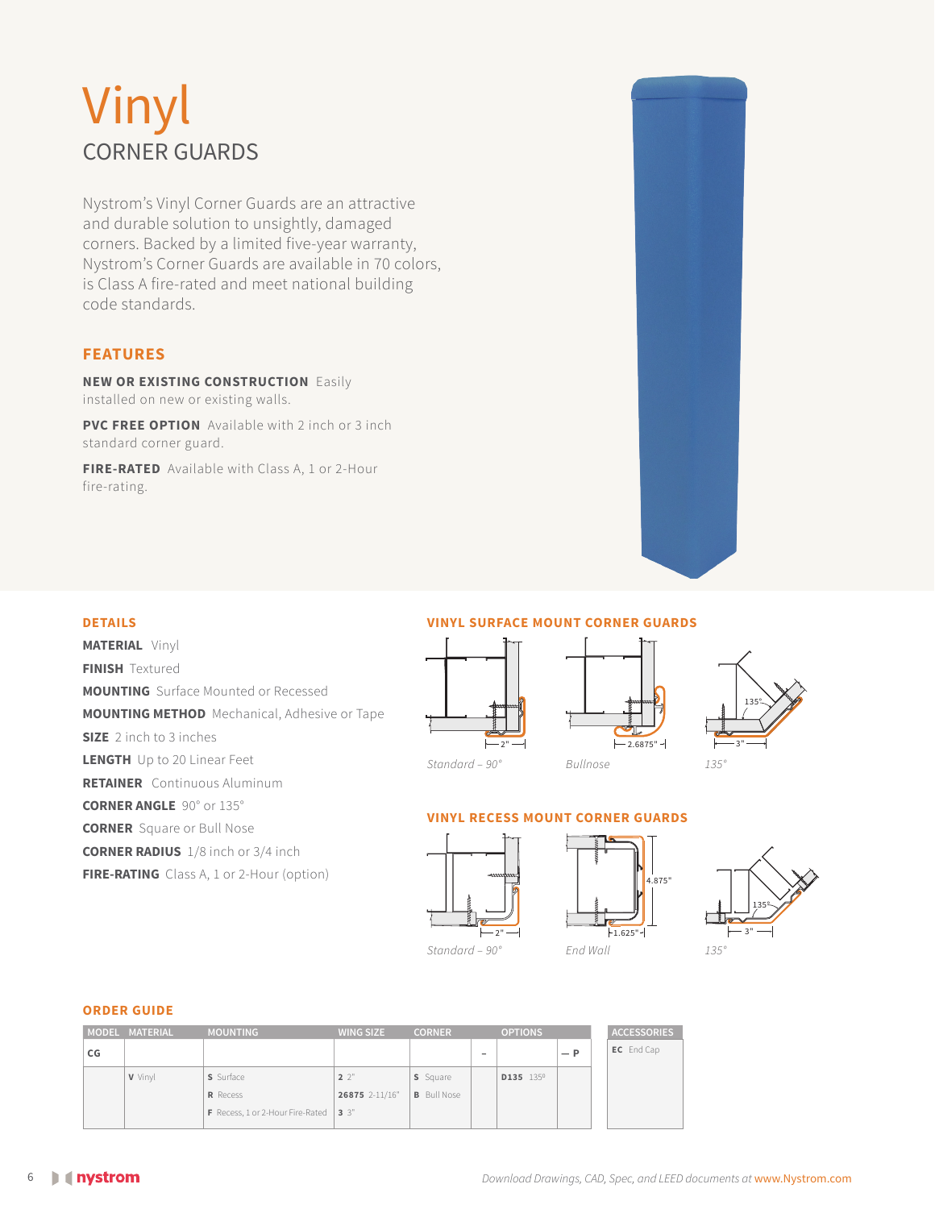// Vinyl

## CORNER GUARDS

Nystrom's Vinyl Corner Guards are an attractive and durable solution to unsightly, damaged corners. Backed by a limited five-year warranty, Nystrom's Corner Guards are available in 70 colors, is Class A fire-rated and meet national building code standards.

### FEATURES

**NEW OR EXISTING CONSTRUCTION** Easily installed on new or existing walls.

**PVC FREE OPTION** Available with 2 inch or 3 inch standard corner guard.

**FIRE-RATED** Available with Class A, 1 or 2-Hour fire-rating.

### DETAILS

**MATERIAL** Vinyl

**FINISH** Textured

**MOUNTING** Surface Mounted or Recessed

**MOUNTING METHOD** Mechanical, Adhesive or Tape

**SIZE** 2 inch to 3 inches

**LENGTH** Up to 20 Linear Feet

**RETAINER** Continuous Aluminum

**CORNER ANGLE** 90° or 135°

**CORNER** Square or Bull Nose

**CORNER RADIUS** 1/8 inch or 3/4 inch

**FIRE-RATING** Class A, 1 or 2-Hour (option)

### VINYL SURFACE MOUNT CORNER GUARDS

2"
*Standard – 90°*

2.6875"
*Bullnose*

135° 3"
*135°*

### VINYL RECESS MOUNT CORNER GUARDS

2"
*Standard – 90°*

4.875" 1.625"
*End Wall*

135° 3"
*135°*

### ORDER GUIDE

| MODEL | MATERIAL | MOUNTING | WING SIZE | CORNER | | OPTIONS | |
|---|---|---|---|---|---|---|---|
| CG | | | | | – | | — P |
| | V Vinyl | S Surface | 2 2" | S Square | | D135 135º | |
| | | R Recess | 26875 2-11/16" | B Bull Nose | | | |
| | | F Recess, 1 or 2-Hour Fire-Rated | 3 3" | | | | |

| ACCESSORIES |
|---|
| EC End Cap |

*Download Drawings, CAD, Spec, and LEED documents at www.Nystrom.com*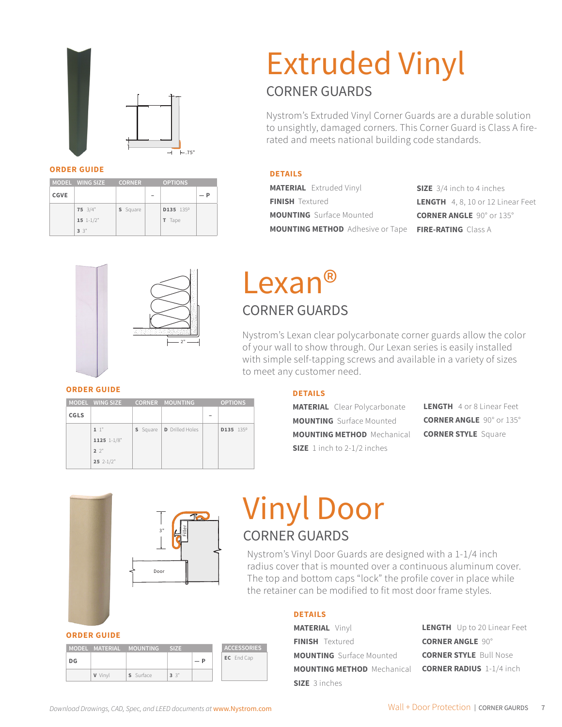# Extruded Vinyl

## CORNER GUARDS

Nystrom's Extruded Vinyl Corner Guards are a durable solution to unsightly, damaged corners. This Corner Guard is Class A fire-rated and meets national building code standards.

.75"

### ORDER GUIDE

| MODEL | WING SIZE | CORNER | | OPTIONS | |
|---|---|---|---|---|---|
| CGVE | | | – | | – P |
| | **75** 3/4"<br>**15** 1-1/2"<br>**3** 3" | **S** Square | | **D135** 135º<br>**T** Tape | |

### DETAILS

**MATERIAL** Extruded Vinyl
**FINISH** Textured
**MOUNTING** Surface Mounted
**MOUNTING METHOD** Adhesive or Tape
**SIZE** 3/4 inch to 4 inches
**LENGTH** 4, 8, 10 or 12 Linear Feet
**CORNER ANGLE** 90° or 135°
**FIRE-RATING** Class A

# Lexan®

## CORNER GUARDS

Nystrom's Lexan clear polycarbonate corner guards allow the color of your wall to show through. Our Lexan series is easily installed with simple self-tapping screws and available in a variety of sizes to meet any customer need.

2"

### ORDER GUIDE

| MODEL | WING SIZE | CORNER | MOUNTING | | OPTIONS |
|---|---|---|---|---|---|
| CGLS | | | | – | |
| | **1** 1"<br>**1125** 1-1/8"<br>**2** 2"<br>**25** 2-1/2" | **S** Square | **D** Drilled Holes | | **D135** 135º |

### DETAILS

**MATERIAL** Clear Polycarbonate
**MOUNTING** Surface Mounted
**MOUNTING METHOD** Mechanical
**SIZE** 1 inch to 2-1/2 inches
**LENGTH** 4 or 8 Linear Feet
**CORNER ANGLE** 90° or 135°
**CORNER STYLE** Square

# Vinyl Door

## CORNER GUARDS

Nystrom's Vinyl Door Guards are designed with a 1-1/4 inch radius cover that is mounted over a continuous aluminum cover. The top and bottom caps "lock" the profile cover in place while the retainer can be modified to fit most door frame styles.

3"
Filler
Door

### ORDER GUIDE

| MODEL | MATERIAL | MOUNTING | SIZE | |
|---|---|---|---|---|
| DG | | | | – P |
| | **V** Vinyl | **S** Surface | **3** 3" | |

| ACCESSORIES |
|---|
| **EC** End Cap |

### DETAILS

**MATERIAL** Vinyl
**FINISH** Textured
**MOUNTING** Surface Mounted
**MOUNTING METHOD** Mechanical
**SIZE** 3 inches
**LENGTH** Up to 20 Linear Feet
**CORNER ANGLE** 90°
**CORNER STYLE** Bull Nose
**CORNER RADIUS** 1-1/4 inch

*Download Drawings, CAD, Spec, and LEED documents at* www.Nystrom.com